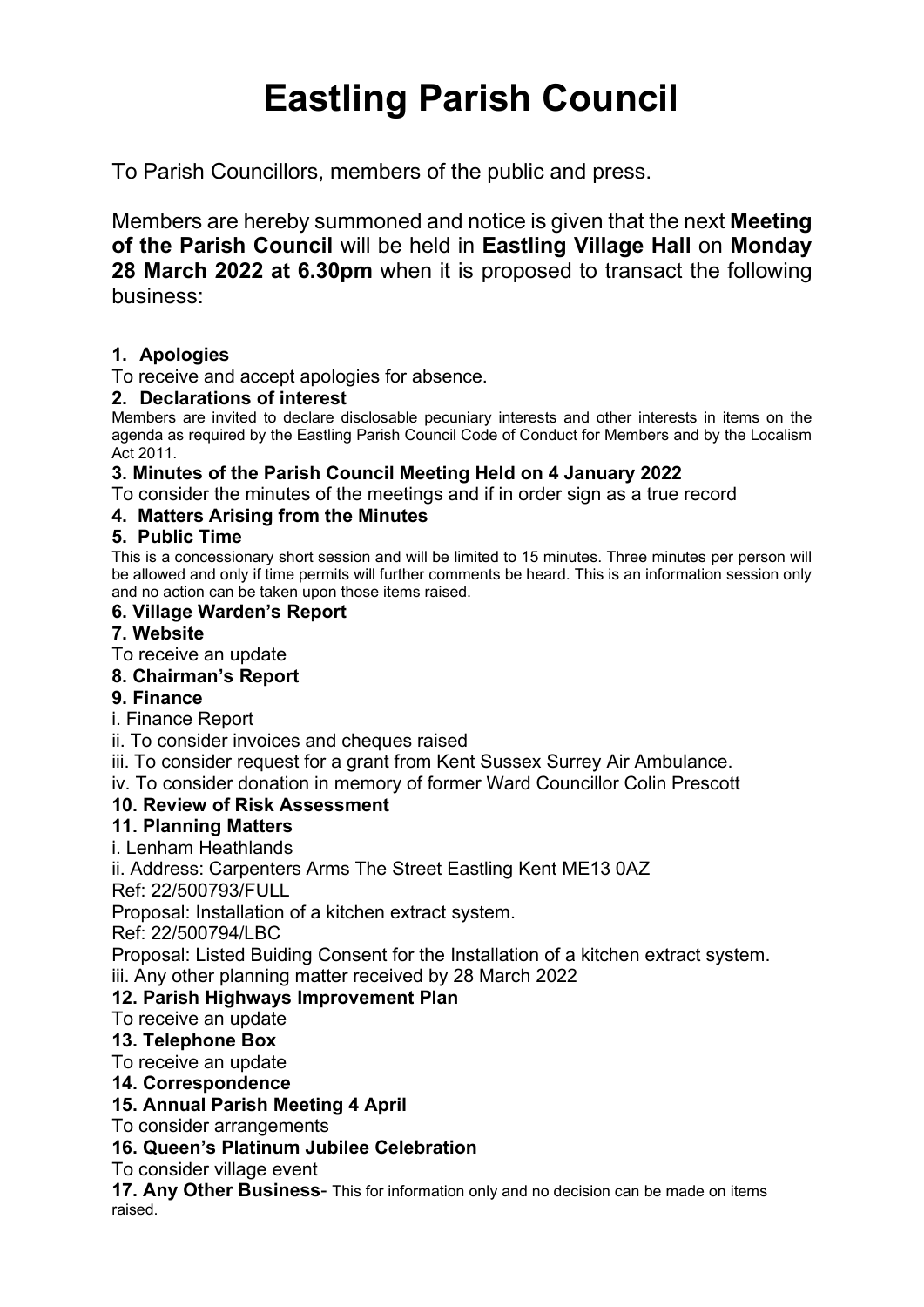# Eastling Parish Council

To Parish Councillors, members of the public and press.

Members are hereby summoned and notice is given that the next **Meeting of the Parish Council** will be held in **Eastling Village Hall** on **Monday 28 March 2022 at 6.30pm** when it is proposed to transact the following business:

**1. Apologies**

To receive and accept apologies for absence.

**2. Declarations of interest**

Members are invited to declare disclosable pecuniary interests and other interests in items on the agenda as required by the Eastling Parish Council Code of Conduct for Members and by the Localism Act 2011.

**3. Minutes of the Parish Council Meeting Held on 4 January 2022**

To consider the minutes of the meetings and if in order sign as a true record

**4. Matters Arising from the Minutes**

**5. Public Time**

This is a concessionary short session and will be limited to 15 minutes. Three minutes per person will be allowed and only if time permits will further comments be heard. This is an information session only and no action can be taken upon those items raised.

**6. Village Warden's Report**

**7. Website**

To receive an update

**8. Chairman's Report**

**9. Finance**

i. Finance Report

ii. To consider invoices and cheques raised

iii. To consider request for a grant from Kent Sussex Surrey Air Ambulance.

iv. To consider donation in memory of former Ward Councillor Colin Prescott

**10. Review of Risk Assessment**

**11. Planning Matters**

i. Lenham Heathlands

ii. Address: Carpenters Arms The Street Eastling Kent ME13 0AZ

Ref: 22/500793/FULL

Proposal: Installation of a kitchen extract system.

Ref: 22/500794/LBC

Proposal: Listed Buiding Consent for the Installation of a kitchen extract system.

iii. Any other planning matter received by 28 March 2022

**12. Parish Highways Improvement Plan**

To receive an update

**13. Telephone Box**

To receive an update

**14. Correspondence**

**15. Annual Parish Meeting 4 April**

To consider arrangements

**16. Queen's Platinum Jubilee Celebration**

To consider village event

**17. Any Other Business**- This for information only and no decision can be made on items raised.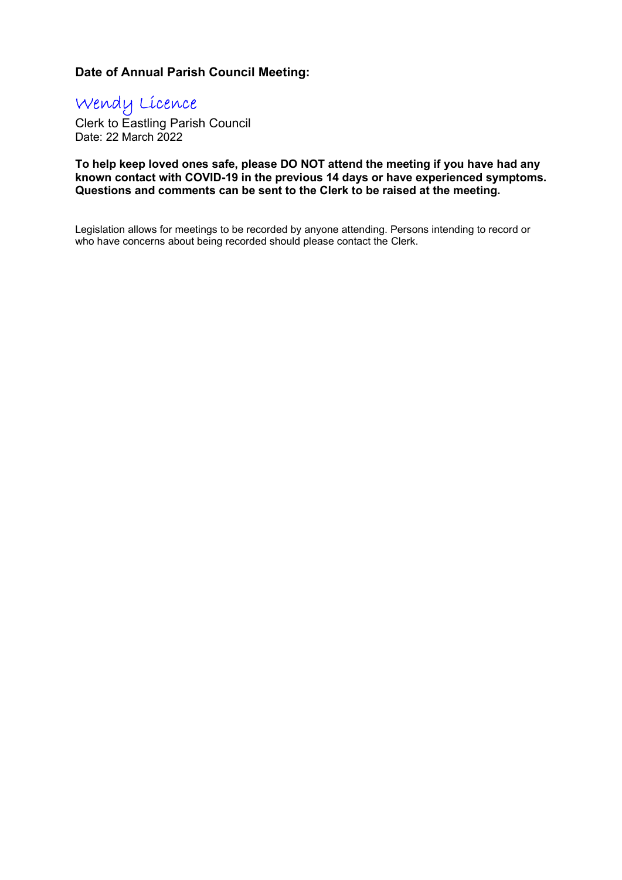**Date of Annual Parish Council Meeting:**

Wendy Licence

Clerk to Eastling Parish Council
Date: 22 March 2022

**To help keep loved ones safe, please DO NOT attend the meeting if you have had any known contact with COVID-19 in the previous 14 days or have experienced symptoms. Questions and comments can be sent to the Clerk to be raised at the meeting.**

Legislation allows for meetings to be recorded by anyone attending. Persons intending to record or who have concerns about being recorded should please contact the Clerk.